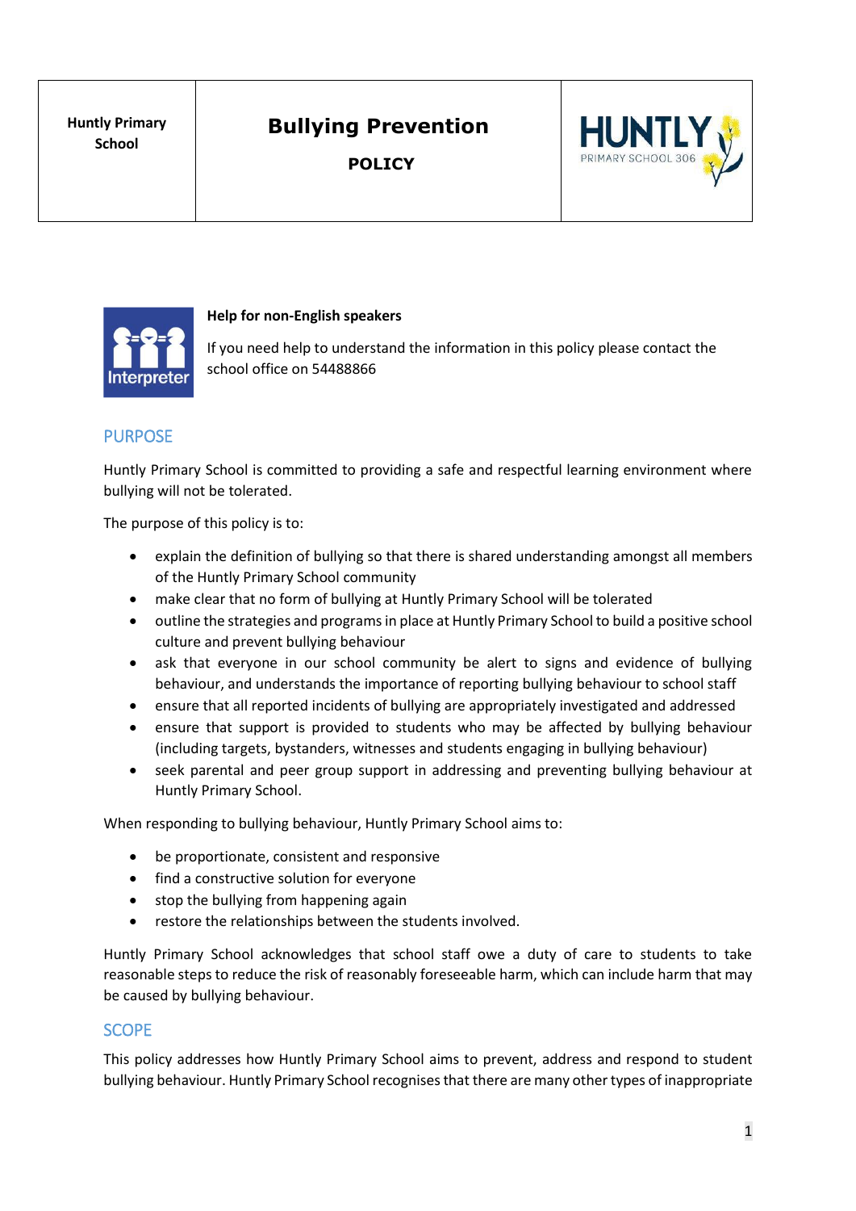| Huntly Primary School | Bullying Prevention<br><br>POLICY | HUNTLY PRIMARY SCHOOL 306 |
|---|---|---|

**Help for non-English speakers**

If you need help to understand the information in this policy please contact the school office on 54488866

## PURPOSE

Huntly Primary School is committed to providing a safe and respectful learning environment where bullying will not be tolerated.

The purpose of this policy is to:

- explain the definition of bullying so that there is shared understanding amongst all members of the Huntly Primary School community
- make clear that no form of bullying at Huntly Primary School will be tolerated
- outline the strategies and programs in place at Huntly Primary School to build a positive school culture and prevent bullying behaviour
- ask that everyone in our school community be alert to signs and evidence of bullying behaviour, and understands the importance of reporting bullying behaviour to school staff
- ensure that all reported incidents of bullying are appropriately investigated and addressed
- ensure that support is provided to students who may be affected by bullying behaviour (including targets, bystanders, witnesses and students engaging in bullying behaviour)
- seek parental and peer group support in addressing and preventing bullying behaviour at Huntly Primary School.

When responding to bullying behaviour, Huntly Primary School aims to:

- be proportionate, consistent and responsive
- find a constructive solution for everyone
- stop the bullying from happening again
- restore the relationships between the students involved.

Huntly Primary School acknowledges that school staff owe a duty of care to students to take reasonable steps to reduce the risk of reasonably foreseeable harm, which can include harm that may be caused by bullying behaviour.

## SCOPE

This policy addresses how Huntly Primary School aims to prevent, address and respond to student bullying behaviour. Huntly Primary School recognises that there are many other types of inappropriate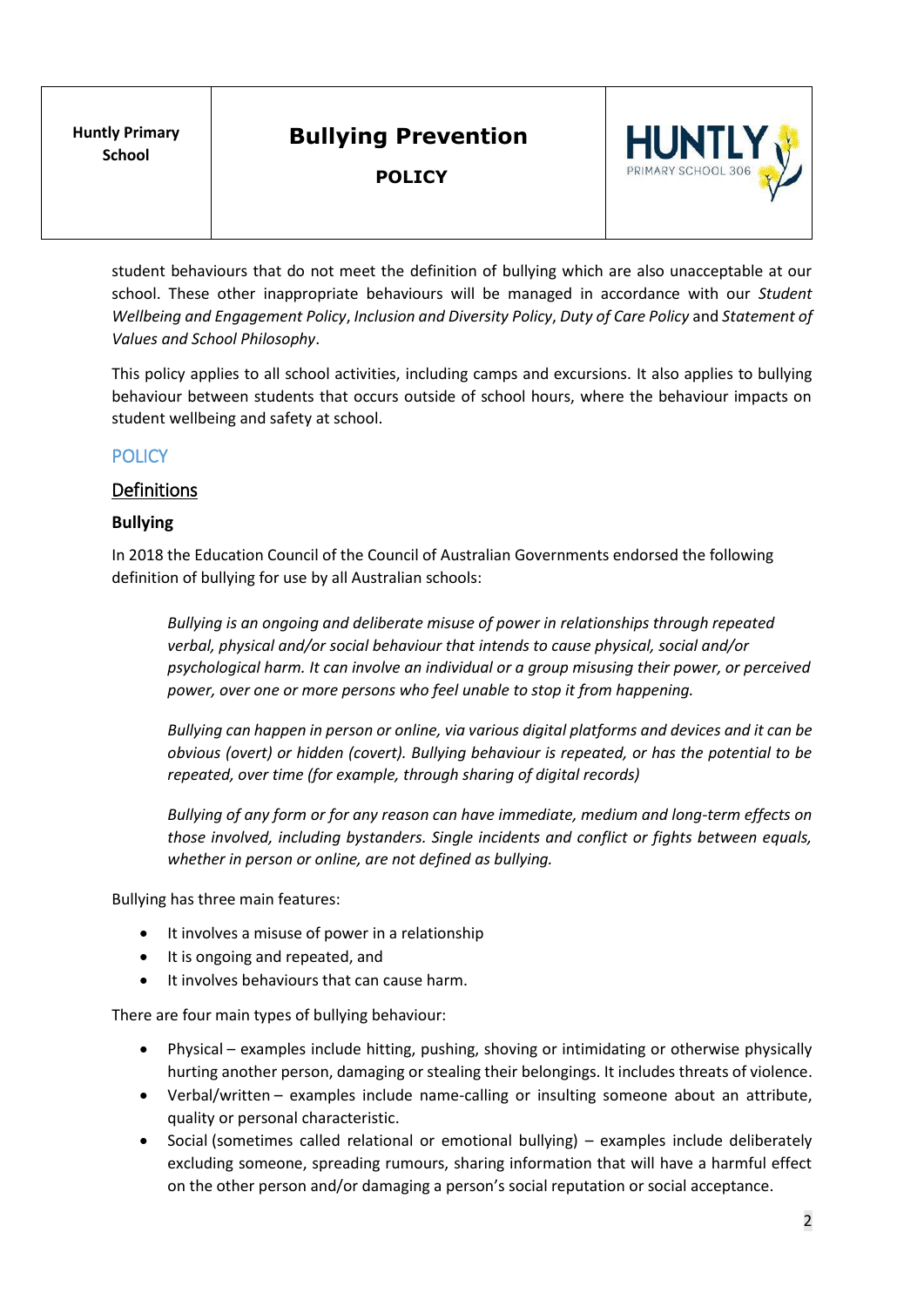student behaviours that do not meet the definition of bullying which are also unacceptable at our school. These other inappropriate behaviours will be managed in accordance with our *Student Wellbeing and Engagement Policy*, *Inclusion and Diversity Policy*, *Duty of Care Policy* and *Statement of Values and School Philosophy*.

This policy applies to all school activities, including camps and excursions. It also applies to bullying behaviour between students that occurs outside of school hours, where the behaviour impacts on student wellbeing and safety at school.

## POLICY

### Definitions

#### Bullying

In 2018 the Education Council of the Council of Australian Governments endorsed the following definition of bullying for use by all Australian schools:

> *Bullying is an ongoing and deliberate misuse of power in relationships through repeated verbal, physical and/or social behaviour that intends to cause physical, social and/or psychological harm. It can involve an individual or a group misusing their power, or perceived power, over one or more persons who feel unable to stop it from happening.*
>
> *Bullying can happen in person or online, via various digital platforms and devices and it can be obvious (overt) or hidden (covert). Bullying behaviour is repeated, or has the potential to be repeated, over time (for example, through sharing of digital records)*
>
> *Bullying of any form or for any reason can have immediate, medium and long-term effects on those involved, including bystanders. Single incidents and conflict or fights between equals, whether in person or online, are not defined as bullying.*

Bullying has three main features:

- It involves a misuse of power in a relationship
- It is ongoing and repeated, and
- It involves behaviours that can cause harm.

There are four main types of bullying behaviour:

- Physical – examples include hitting, pushing, shoving or intimidating or otherwise physically hurting another person, damaging or stealing their belongings. It includes threats of violence.
- Verbal/written – examples include name-calling or insulting someone about an attribute, quality or personal characteristic.
- Social (sometimes called relational or emotional bullying) – examples include deliberately excluding someone, spreading rumours, sharing information that will have a harmful effect on the other person and/or damaging a person's social reputation or social acceptance.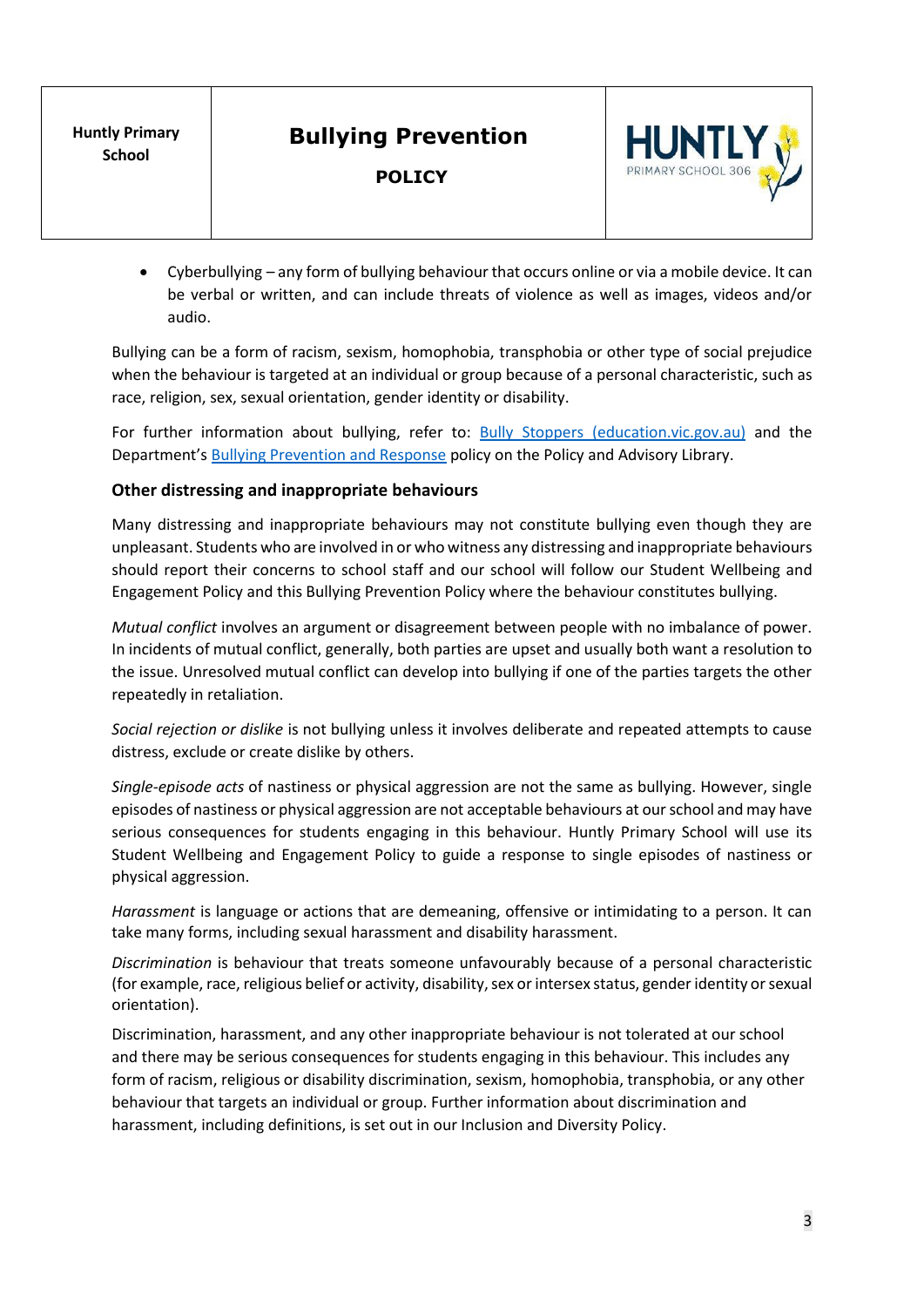- Cyberbullying – any form of bullying behaviour that occurs online or via a mobile device. It can be verbal or written, and can include threats of violence as well as images, videos and/or audio.

Bullying can be a form of racism, sexism, homophobia, transphobia or other type of social prejudice when the behaviour is targeted at an individual or group because of a personal characteristic, such as race, religion, sex, sexual orientation, gender identity or disability.

For further information about bullying, refer to: [Bully Stoppers (education.vic.gov.au)]() and the Department's [Bullying Prevention and Response]() policy on the Policy and Advisory Library.

### Other distressing and inappropriate behaviours

Many distressing and inappropriate behaviours may not constitute bullying even though they are unpleasant. Students who are involved in or who witness any distressing and inappropriate behaviours should report their concerns to school staff and our school will follow our Student Wellbeing and Engagement Policy and this Bullying Prevention Policy where the behaviour constitutes bullying.

*Mutual conflict* involves an argument or disagreement between people with no imbalance of power. In incidents of mutual conflict, generally, both parties are upset and usually both want a resolution to the issue. Unresolved mutual conflict can develop into bullying if one of the parties targets the other repeatedly in retaliation.

*Social rejection or dislike* is not bullying unless it involves deliberate and repeated attempts to cause distress, exclude or create dislike by others.

*Single-episode acts* of nastiness or physical aggression are not the same as bullying. However, single episodes of nastiness or physical aggression are not acceptable behaviours at our school and may have serious consequences for students engaging in this behaviour. Huntly Primary School will use its Student Wellbeing and Engagement Policy to guide a response to single episodes of nastiness or physical aggression.

*Harassment* is language or actions that are demeaning, offensive or intimidating to a person. It can take many forms, including sexual harassment and disability harassment.

*Discrimination* is behaviour that treats someone unfavourably because of a personal characteristic (for example, race, religious belief or activity, disability, sex or intersex status, gender identity or sexual orientation).

Discrimination, harassment, and any other inappropriate behaviour is not tolerated at our school and there may be serious consequences for students engaging in this behaviour. This includes any form of racism, religious or disability discrimination, sexism, homophobia, transphobia, or any other behaviour that targets an individual or group. Further information about discrimination and harassment, including definitions, is set out in our Inclusion and Diversity Policy.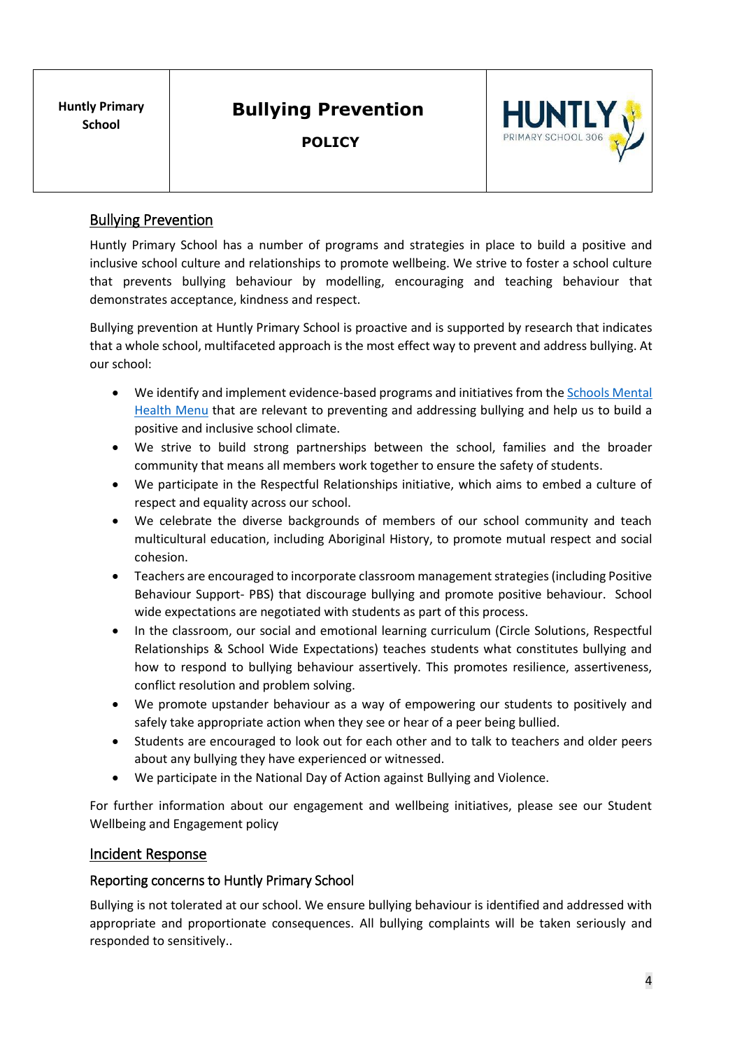| Huntly Primary School | **Bullying Prevention**<br>**POLICY** | HUNTLY PRIMARY SCHOOL 306 |
|---|---|---|

## Bullying Prevention

Huntly Primary School has a number of programs and strategies in place to build a positive and inclusive school culture and relationships to promote wellbeing. We strive to foster a school culture that prevents bullying behaviour by modelling, encouraging and teaching behaviour that demonstrates acceptance, kindness and respect.

Bullying prevention at Huntly Primary School is proactive and is supported by research that indicates that a whole school, multifaceted approach is the most effect way to prevent and address bullying. At our school:

- We identify and implement evidence-based programs and initiatives from the [Schools Mental Health Menu](Schools Mental Health Menu) that are relevant to preventing and addressing bullying and help us to build a positive and inclusive school climate.
- We strive to build strong partnerships between the school, families and the broader community that means all members work together to ensure the safety of students.
- We participate in the Respectful Relationships initiative, which aims to embed a culture of respect and equality across our school.
- We celebrate the diverse backgrounds of members of our school community and teach multicultural education, including Aboriginal History, to promote mutual respect and social cohesion.
- Teachers are encouraged to incorporate classroom management strategies (including Positive Behaviour Support- PBS) that discourage bullying and promote positive behaviour. School wide expectations are negotiated with students as part of this process.
- In the classroom, our social and emotional learning curriculum (Circle Solutions, Respectful Relationships & School Wide Expectations) teaches students what constitutes bullying and how to respond to bullying behaviour assertively. This promotes resilience, assertiveness, conflict resolution and problem solving.
- We promote upstander behaviour as a way of empowering our students to positively and safely take appropriate action when they see or hear of a peer being bullied.
- Students are encouraged to look out for each other and to talk to teachers and older peers about any bullying they have experienced or witnessed.
- We participate in the National Day of Action against Bullying and Violence.

For further information about our engagement and wellbeing initiatives, please see our Student Wellbeing and Engagement policy

## Incident Response

### Reporting concerns to Huntly Primary School

Bullying is not tolerated at our school. We ensure bullying behaviour is identified and addressed with appropriate and proportionate consequences. All bullying complaints will be taken seriously and responded to sensitively..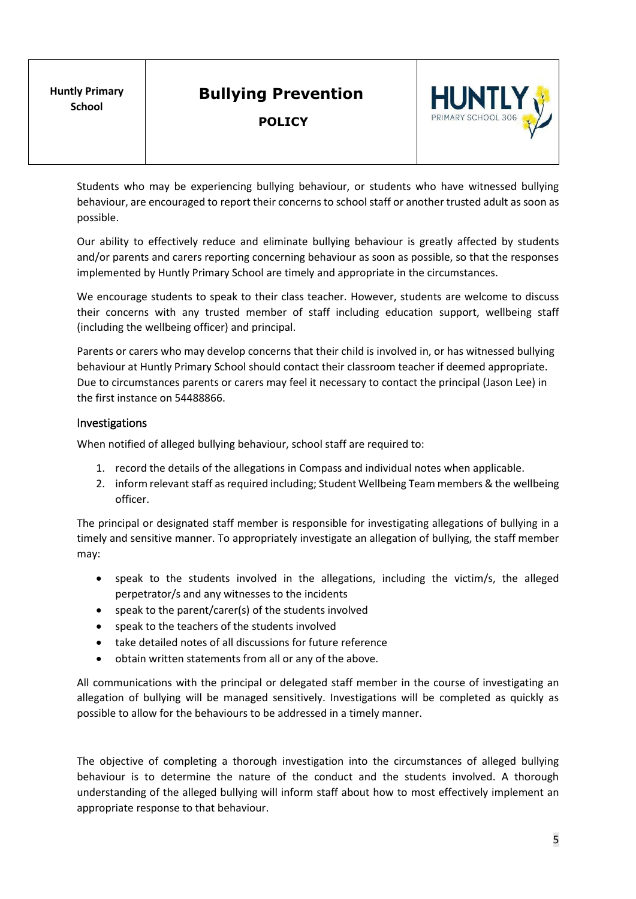Students who may be experiencing bullying behaviour, or students who have witnessed bullying behaviour, are encouraged to report their concerns to school staff or another trusted adult as soon as possible.

Our ability to effectively reduce and eliminate bullying behaviour is greatly affected by students and/or parents and carers reporting concerning behaviour as soon as possible, so that the responses implemented by Huntly Primary School are timely and appropriate in the circumstances.

We encourage students to speak to their class teacher. However, students are welcome to discuss their concerns with any trusted member of staff including education support, wellbeing staff (including the wellbeing officer) and principal.

Parents or carers who may develop concerns that their child is involved in, or has witnessed bullying behaviour at Huntly Primary School should contact their classroom teacher if deemed appropriate. Due to circumstances parents or carers may feel it necessary to contact the principal (Jason Lee) in the first instance on 54488866.

## Investigations

When notified of alleged bullying behaviour, school staff are required to:

1. record the details of the allegations in Compass and individual notes when applicable.
2. inform relevant staff as required including; Student Wellbeing Team members & the wellbeing officer.

The principal or designated staff member is responsible for investigating allegations of bullying in a timely and sensitive manner. To appropriately investigate an allegation of bullying, the staff member may:

- speak to the students involved in the allegations, including the victim/s, the alleged perpetrator/s and any witnesses to the incidents
- speak to the parent/carer(s) of the students involved
- speak to the teachers of the students involved
- take detailed notes of all discussions for future reference
- obtain written statements from all or any of the above.

All communications with the principal or delegated staff member in the course of investigating an allegation of bullying will be managed sensitively. Investigations will be completed as quickly as possible to allow for the behaviours to be addressed in a timely manner.

The objective of completing a thorough investigation into the circumstances of alleged bullying behaviour is to determine the nature of the conduct and the students involved. A thorough understanding of the alleged bullying will inform staff about how to most effectively implement an appropriate response to that behaviour.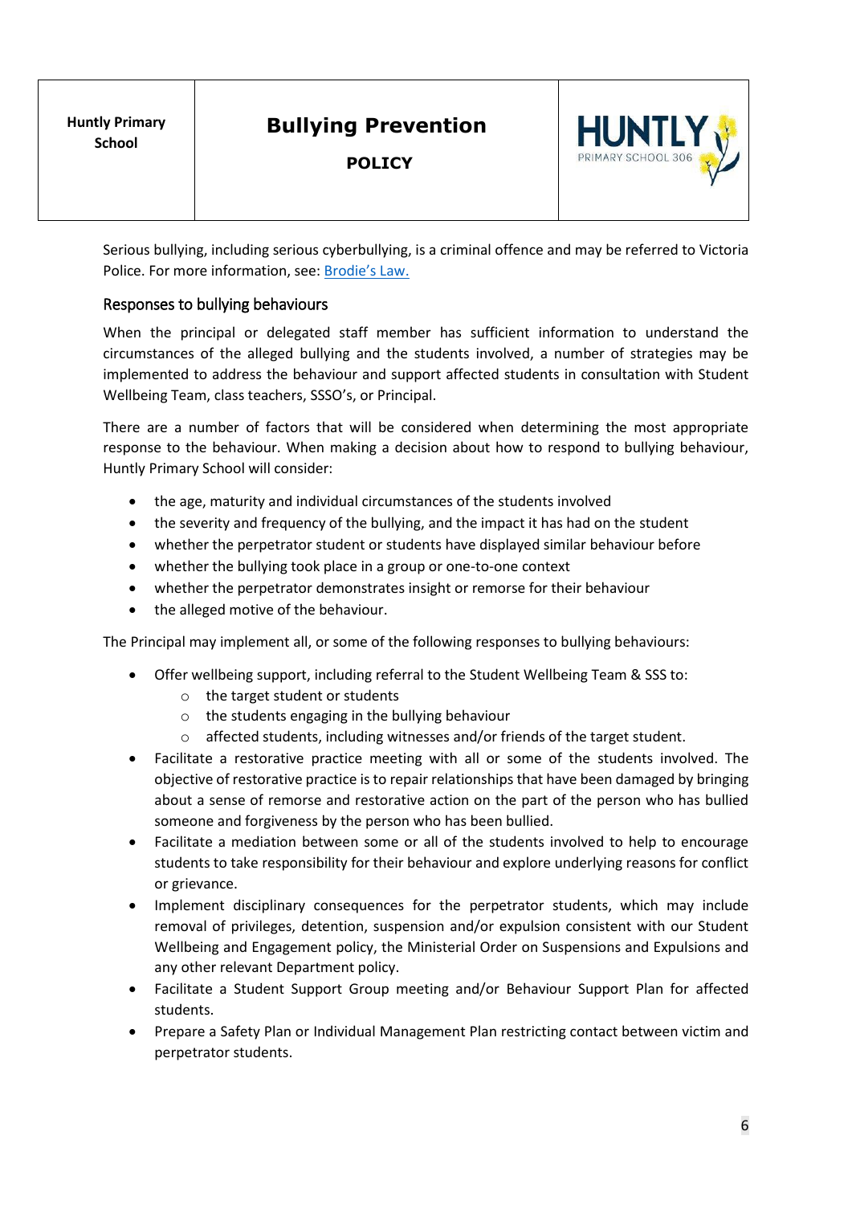Serious bullying, including serious cyberbullying, is a criminal offence and may be referred to Victoria Police. For more information, see: [Brodie's Law.]()

## Responses to bullying behaviours

When the principal or delegated staff member has sufficient information to understand the circumstances of the alleged bullying and the students involved, a number of strategies may be implemented to address the behaviour and support affected students in consultation with Student Wellbeing Team, class teachers, SSSO's, or Principal.

There are a number of factors that will be considered when determining the most appropriate response to the behaviour. When making a decision about how to respond to bullying behaviour, Huntly Primary School will consider:

- the age, maturity and individual circumstances of the students involved
- the severity and frequency of the bullying, and the impact it has had on the student
- whether the perpetrator student or students have displayed similar behaviour before
- whether the bullying took place in a group or one-to-one context
- whether the perpetrator demonstrates insight or remorse for their behaviour
- the alleged motive of the behaviour.

The Principal may implement all, or some of the following responses to bullying behaviours:

- Offer wellbeing support, including referral to the Student Wellbeing Team & SSS to:
  - the target student or students
  - the students engaging in the bullying behaviour
  - affected students, including witnesses and/or friends of the target student.
- Facilitate a restorative practice meeting with all or some of the students involved. The objective of restorative practice is to repair relationships that have been damaged by bringing about a sense of remorse and restorative action on the part of the person who has bullied someone and forgiveness by the person who has been bullied.
- Facilitate a mediation between some or all of the students involved to help to encourage students to take responsibility for their behaviour and explore underlying reasons for conflict or grievance.
- Implement disciplinary consequences for the perpetrator students, which may include removal of privileges, detention, suspension and/or expulsion consistent with our Student Wellbeing and Engagement policy, the Ministerial Order on Suspensions and Expulsions and any other relevant Department policy.
- Facilitate a Student Support Group meeting and/or Behaviour Support Plan for affected students.
- Prepare a Safety Plan or Individual Management Plan restricting contact between victim and perpetrator students.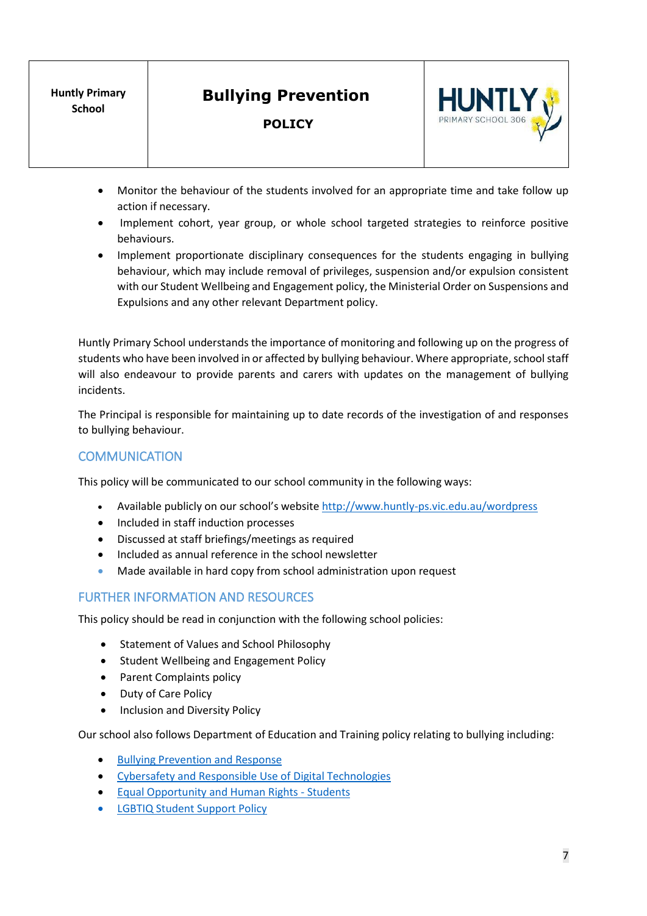- Monitor the behaviour of the students involved for an appropriate time and take follow up action if necessary.
- Implement cohort, year group, or whole school targeted strategies to reinforce positive behaviours.
- Implement proportionate disciplinary consequences for the students engaging in bullying behaviour, which may include removal of privileges, suspension and/or expulsion consistent with our Student Wellbeing and Engagement policy, the Ministerial Order on Suspensions and Expulsions and any other relevant Department policy.

Huntly Primary School understands the importance of monitoring and following up on the progress of students who have been involved in or affected by bullying behaviour. Where appropriate, school staff will also endeavour to provide parents and carers with updates on the management of bullying incidents.

The Principal is responsible for maintaining up to date records of the investigation of and responses to bullying behaviour.

## COMMUNICATION

This policy will be communicated to our school community in the following ways:

- Available publicly on our school's website [http://www.huntly-ps.vic.edu.au/wordpress](http://www.huntly-ps.vic.edu.au/wordpress)
- Included in staff induction processes
- Discussed at staff briefings/meetings as required
- Included as annual reference in the school newsletter
- Made available in hard copy from school administration upon request

## FURTHER INFORMATION AND RESOURCES

This policy should be read in conjunction with the following school policies:

- Statement of Values and School Philosophy
- Student Wellbeing and Engagement Policy
- Parent Complaints policy
- Duty of Care Policy
- Inclusion and Diversity Policy

Our school also follows Department of Education and Training policy relating to bullying including:

- Bullying Prevention and Response
- Cybersafety and Responsible Use of Digital Technologies
- Equal Opportunity and Human Rights - Students
- LGBTIQ Student Support Policy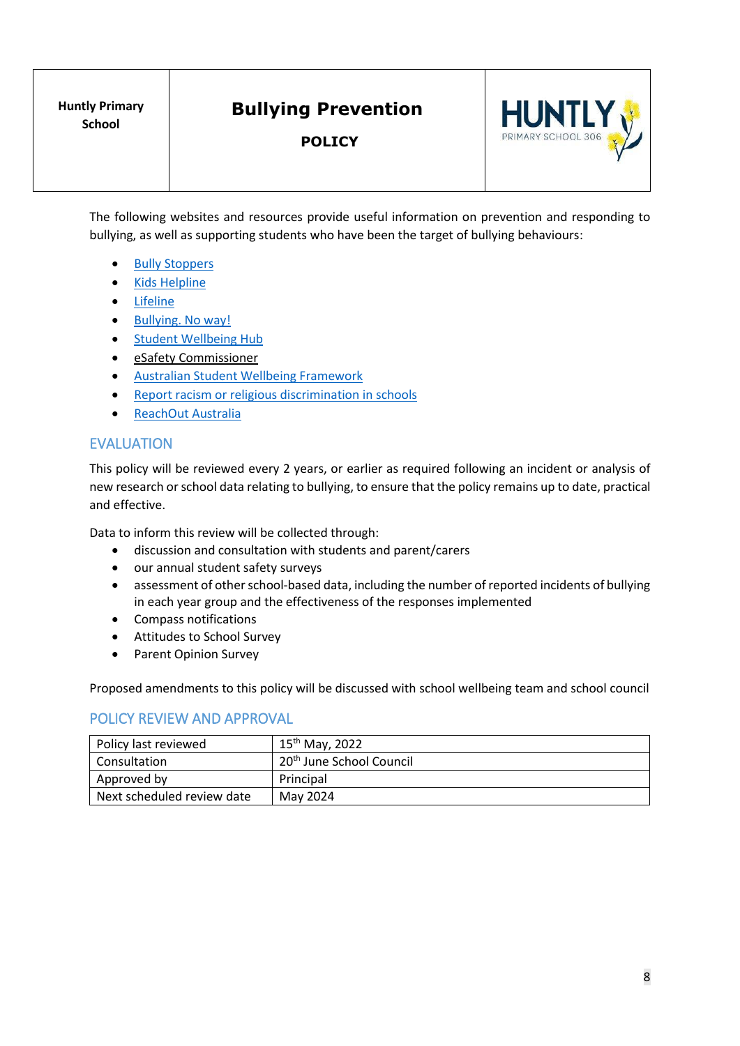The following websites and resources provide useful information on prevention and responding to bullying, as well as supporting students who have been the target of bullying behaviours:

- Bully Stoppers
- Kids Helpline
- Lifeline
- Bullying. No way!
- Student Wellbeing Hub
- eSafety Commissioner
- Australian Student Wellbeing Framework
- Report racism or religious discrimination in schools
- ReachOut Australia

## EVALUATION

This policy will be reviewed every 2 years, or earlier as required following an incident or analysis of new research or school data relating to bullying, to ensure that the policy remains up to date, practical and effective.

Data to inform this review will be collected through:

- discussion and consultation with students and parent/carers
- our annual student safety surveys
- assessment of other school-based data, including the number of reported incidents of bullying in each year group and the effectiveness of the responses implemented
- Compass notifications
- Attitudes to School Survey
- Parent Opinion Survey

Proposed amendments to this policy will be discussed with school wellbeing team and school council

## POLICY REVIEW AND APPROVAL

| | |
|---|---|
| Policy last reviewed | 15th May, 2022 |
| Consultation | 20th June School Council |
| Approved by | Principal |
| Next scheduled review date | May 2024 |